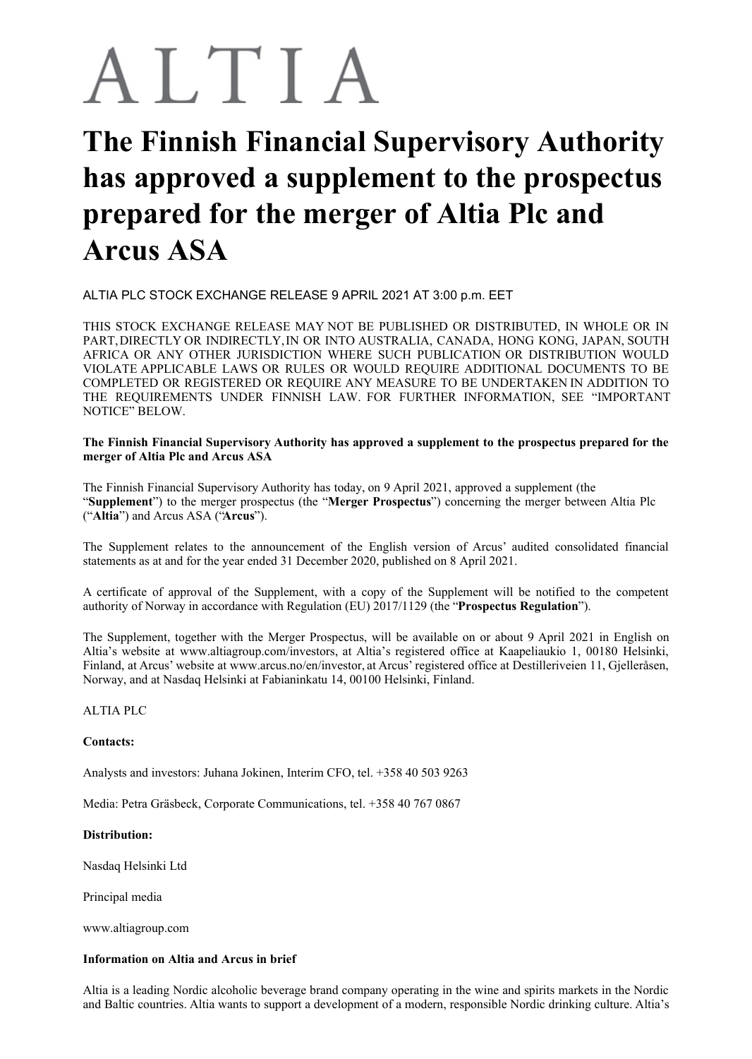# ALTIA

# The Finnish Financial Supervisory Authority has approved a supplement to the prospectus prepared for the merger of Altia Plc and Arcus ASA

ALTIA PLC STOCK EXCHANGE RELEASE 9 APRIL 2021 AT 3:00 p.m. EET

THIS STOCK EXCHANGE RELEASE MAY NOT BE PUBLISHED OR DISTRIBUTED, IN WHOLE OR IN PART, DIRECTLY OR INDIRECTLY, IN OR INTO AUSTRALIA, CANADA, HONG KONG, JAPAN, SOUTH AFRICA OR ANY OTHER JURISDICTION WHERE SUCH PUBLICATION OR DISTRIBUTION WOULD VIOLATE APPLICABLE LAWS OR RULES OR WOULD REQUIRE ADDITIONAL DOCUMENTS TO BE COMPLETED OR REGISTERED OR REQUIRE ANY MEASURE TO BE UNDERTAKEN IN ADDITION TO THE REQUIREMENTS UNDER FINNISH LAW. FOR FURTHER INFORMATION, SEE "IMPORTANT NOTICE" BELOW.

**The Finnish Financial Supervisory Authority has approved a supplement to the prospectus prepared for the merger of Altia Plc and Arcus ASA**

The Finnish Financial Supervisory Authority has today, on 9 April 2021, approved a supplement (the "**Supplement**") to the merger prospectus (the "**Merger Prospectus**") concerning the merger between Altia Plc ("**Altia**") and Arcus ASA ("**Arcus**").

The Supplement relates to the announcement of the English version of Arcus' audited consolidated financial statements as at and for the year ended 31 December 2020, published on 8 April 2021.

A certificate of approval of the Supplement, with a copy of the Supplement will be notified to the competent authority of Norway in accordance with Regulation (EU) 2017/1129 (the "**Prospectus Regulation**").

The Supplement, together with the Merger Prospectus, will be available on or about 9 April 2021 in English on Altia's website at www.altiagroup.com/investors, at Altia's registered office at Kaapeliaukio 1, 00180 Helsinki, Finland, at Arcus' website at www.arcus.no/en/investor, at Arcus' registered office at Destilleriveien 11, Gjelleråsen, Norway, and at Nasdaq Helsinki at Fabianinkatu 14, 00100 Helsinki, Finland.

ALTIA PLC

**Contacts:**

Analysts and investors: Juhana Jokinen, Interim CFO, tel. +358 40 503 9263

Media: Petra Gräsbeck, Corporate Communications, tel. +358 40 767 0867

**Distribution:**

Nasdaq Helsinki Ltd

Principal media

www.altiagroup.com

**Information on Altia and Arcus in brief**

Altia is a leading Nordic alcoholic beverage brand company operating in the wine and spirits markets in the Nordic and Baltic countries. Altia wants to support a development of a modern, responsible Nordic drinking culture. Altia's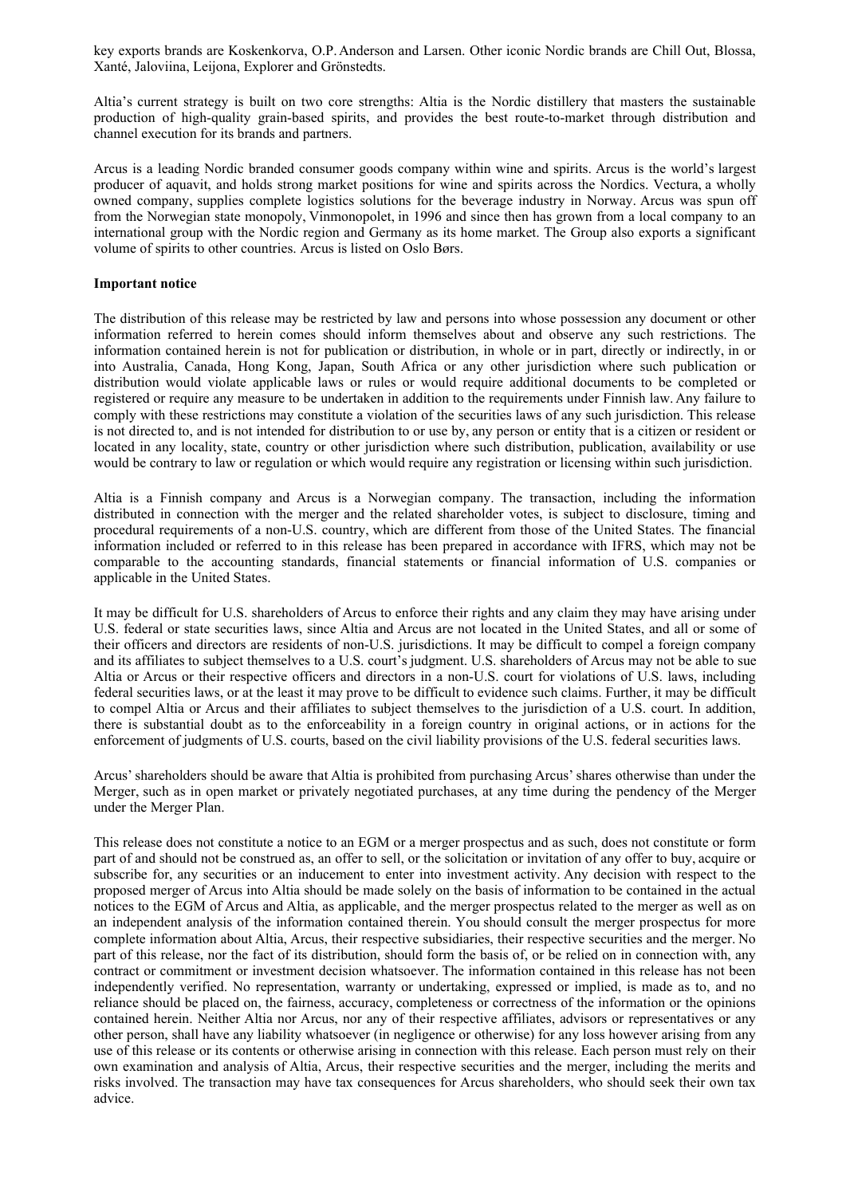key exports brands are Koskenkorva, O.P. Anderson and Larsen. Other iconic Nordic brands are Chill Out, Blossa, Xanté, Jaloviina, Leijona, Explorer and Grönstedts.

Altia's current strategy is built on two core strengths: Altia is the Nordic distillery that masters the sustainable production of high-quality grain-based spirits, and provides the best route-to-market through distribution and channel execution for its brands and partners.

Arcus is a leading Nordic branded consumer goods company within wine and spirits. Arcus is the world's largest producer of aquavit, and holds strong market positions for wine and spirits across the Nordics. Vectura, a wholly owned company, supplies complete logistics solutions for the beverage industry in Norway. Arcus was spun off from the Norwegian state monopoly, Vinmonopolet, in 1996 and since then has grown from a local company to an international group with the Nordic region and Germany as its home market. The Group also exports a significant volume of spirits to other countries. Arcus is listed on Oslo Børs.

**Important notice**

The distribution of this release may be restricted by law and persons into whose possession any document or other information referred to herein comes should inform themselves about and observe any such restrictions. The information contained herein is not for publication or distribution, in whole or in part, directly or indirectly, in or into Australia, Canada, Hong Kong, Japan, South Africa or any other jurisdiction where such publication or distribution would violate applicable laws or rules or would require additional documents to be completed or registered or require any measure to be undertaken in addition to the requirements under Finnish law. Any failure to comply with these restrictions may constitute a violation of the securities laws of any such jurisdiction. This release is not directed to, and is not intended for distribution to or use by, any person or entity that is a citizen or resident or located in any locality, state, country or other jurisdiction where such distribution, publication, availability or use would be contrary to law or regulation or which would require any registration or licensing within such jurisdiction.

Altia is a Finnish company and Arcus is a Norwegian company. The transaction, including the information distributed in connection with the merger and the related shareholder votes, is subject to disclosure, timing and procedural requirements of a non-U.S. country, which are different from those of the United States. The financial information included or referred to in this release has been prepared in accordance with IFRS, which may not be comparable to the accounting standards, financial statements or financial information of U.S. companies or applicable in the United States.

It may be difficult for U.S. shareholders of Arcus to enforce their rights and any claim they may have arising under U.S. federal or state securities laws, since Altia and Arcus are not located in the United States, and all or some of their officers and directors are residents of non-U.S. jurisdictions. It may be difficult to compel a foreign company and its affiliates to subject themselves to a U.S. court's judgment. U.S. shareholders of Arcus may not be able to sue Altia or Arcus or their respective officers and directors in a non-U.S. court for violations of U.S. laws, including federal securities laws, or at the least it may prove to be difficult to evidence such claims. Further, it may be difficult to compel Altia or Arcus and their affiliates to subject themselves to the jurisdiction of a U.S. court. In addition, there is substantial doubt as to the enforceability in a foreign country in original actions, or in actions for the enforcement of judgments of U.S. courts, based on the civil liability provisions of the U.S. federal securities laws.

Arcus' shareholders should be aware that Altia is prohibited from purchasing Arcus' shares otherwise than under the Merger, such as in open market or privately negotiated purchases, at any time during the pendency of the Merger under the Merger Plan.

This release does not constitute a notice to an EGM or a merger prospectus and as such, does not constitute or form part of and should not be construed as, an offer to sell, or the solicitation or invitation of any offer to buy, acquire or subscribe for, any securities or an inducement to enter into investment activity. Any decision with respect to the proposed merger of Arcus into Altia should be made solely on the basis of information to be contained in the actual notices to the EGM of Arcus and Altia, as applicable, and the merger prospectus related to the merger as well as on an independent analysis of the information contained therein. You should consult the merger prospectus for more complete information about Altia, Arcus, their respective subsidiaries, their respective securities and the merger. No part of this release, nor the fact of its distribution, should form the basis of, or be relied on in connection with, any contract or commitment or investment decision whatsoever. The information contained in this release has not been independently verified. No representation, warranty or undertaking, expressed or implied, is made as to, and no reliance should be placed on, the fairness, accuracy, completeness or correctness of the information or the opinions contained herein. Neither Altia nor Arcus, nor any of their respective affiliates, advisors or representatives or any other person, shall have any liability whatsoever (in negligence or otherwise) for any loss however arising from any use of this release or its contents or otherwise arising in connection with this release. Each person must rely on their own examination and analysis of Altia, Arcus, their respective securities and the merger, including the merits and risks involved. The transaction may have tax consequences for Arcus shareholders, who should seek their own tax advice.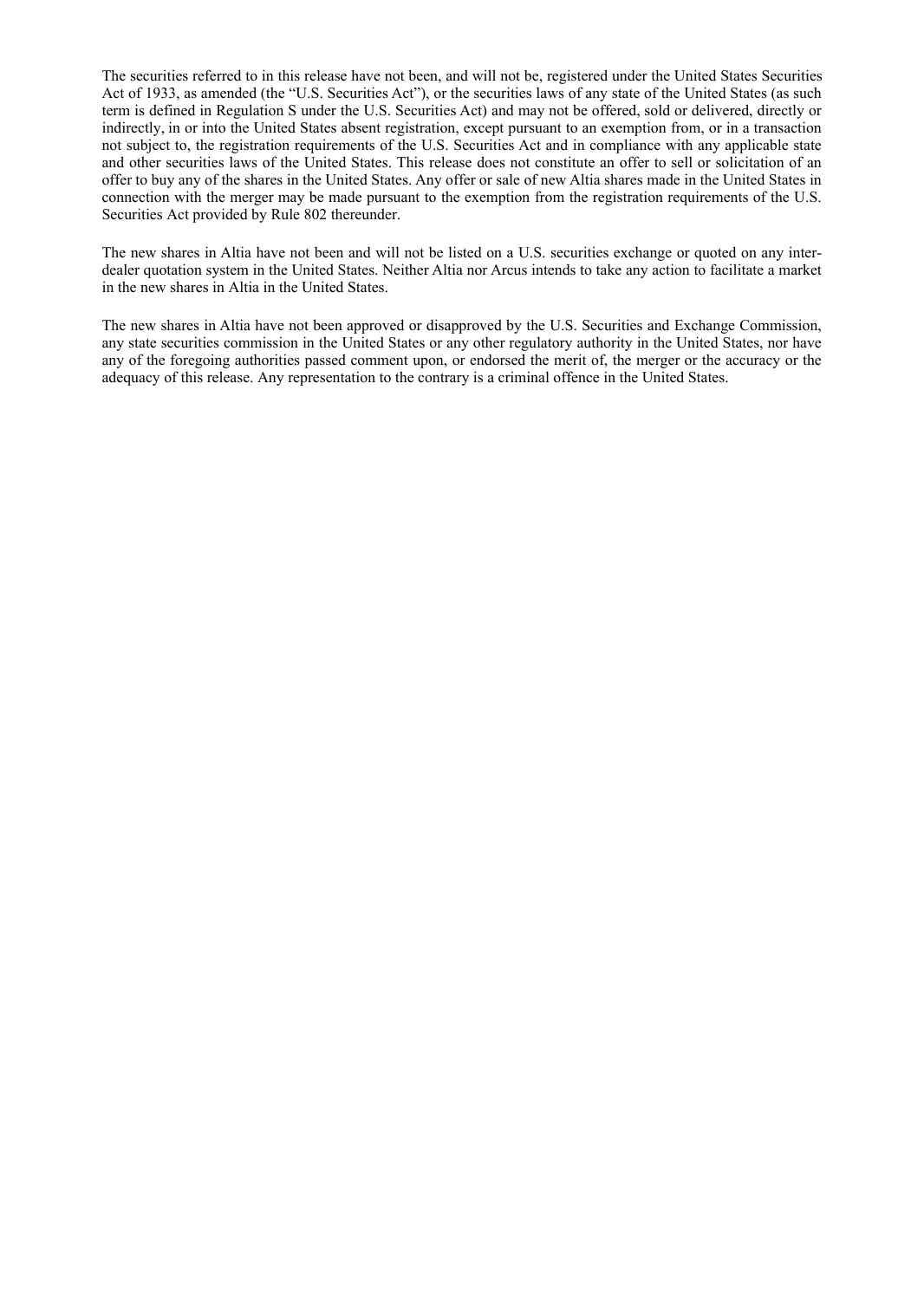The securities referred to in this release have not been, and will not be, registered under the United States Securities Act of 1933, as amended (the "U.S. Securities Act"), or the securities laws of any state of the United States (as such term is defined in Regulation S under the U.S. Securities Act) and may not be offered, sold or delivered, directly or indirectly, in or into the United States absent registration, except pursuant to an exemption from, or in a transaction not subject to, the registration requirements of the U.S. Securities Act and in compliance with any applicable state and other securities laws of the United States. This release does not constitute an offer to sell or solicitation of an offer to buy any of the shares in the United States. Any offer or sale of new Altia shares made in the United States in connection with the merger may be made pursuant to the exemption from the registration requirements of the U.S. Securities Act provided by Rule 802 thereunder.

The new shares in Altia have not been and will not be listed on a U.S. securities exchange or quoted on any inter-dealer quotation system in the United States. Neither Altia nor Arcus intends to take any action to facilitate a market in the new shares in Altia in the United States.

The new shares in Altia have not been approved or disapproved by the U.S. Securities and Exchange Commission, any state securities commission in the United States or any other regulatory authority in the United States, nor have any of the foregoing authorities passed comment upon, or endorsed the merit of, the merger or the accuracy or the adequacy of this release. Any representation to the contrary is a criminal offence in the United States.